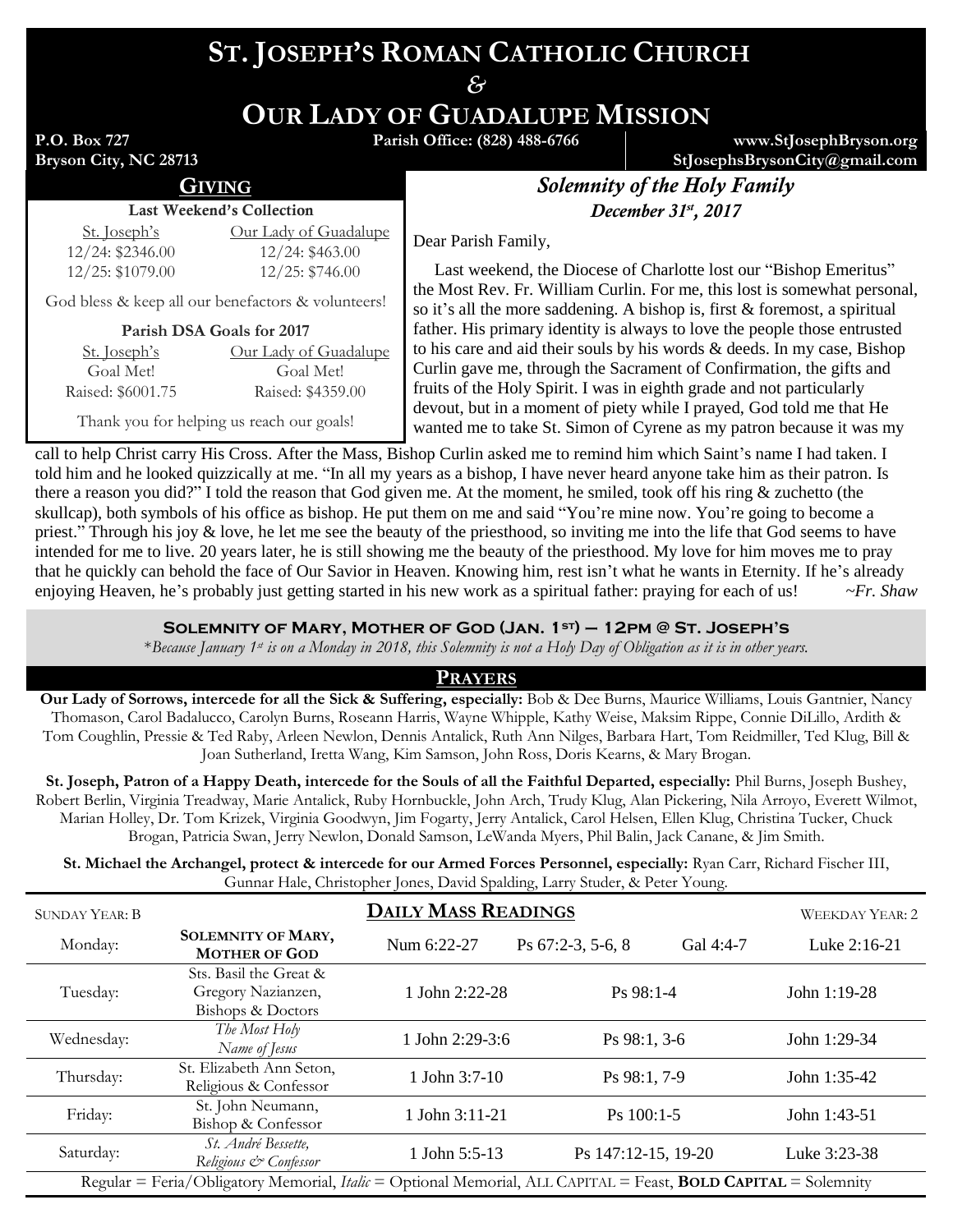# ST. JOSEPH'S ROMAN CATHOLIC CHURCH
# &
# OUR LADY OF GUADALUPE MISSION

**P.O. Box 727**
**Bryson City, NC 28713**

**Parish Office: (828) 488-6766**

**www.StJosephBryson.org**
**StJosephsBrysonCity@gmail.com**

## GIVING

**Last Weekend's Collection**

| St. Joseph's | Our Lady of Guadalupe |
|---|---|
| 12/24: $2346.00 | 12/24: $463.00 |
| 12/25: $1079.00 | 12/25: $746.00 |

God bless & keep all our benefactors & volunteers!

**Parish DSA Goals for 2017**

| St. Joseph's | Our Lady of Guadalupe |
|---|---|
| Goal Met! | Goal Met! |
| Raised: $6001.75 | Raised: $4359.00 |

Thank you for helping us reach our goals!

## *Solemnity of the Holy Family*
### *December 31st, 2017*

Dear Parish Family,

Last weekend, the Diocese of Charlotte lost our "Bishop Emeritus" the Most Rev. Fr. William Curlin. For me, this lost is somewhat personal, so it's all the more saddening. A bishop is, first & foremost, a spiritual father. His primary identity is always to love the people those entrusted to his care and aid their souls by his words & deeds. In my case, Bishop Curlin gave me, through the Sacrament of Confirmation, the gifts and fruits of the Holy Spirit. I was in eighth grade and not particularly devout, but in a moment of piety while I prayed, God told me that He wanted me to take St. Simon of Cyrene as my patron because it was my call to help Christ carry His Cross. After the Mass, Bishop Curlin asked me to remind him which Saint's name I had taken. I told him and he looked quizzically at me. "In all my years as a bishop, I have never heard anyone take him as their patron. Is there a reason you did?" I told the reason that God given me. At the moment, he smiled, took off his ring & zuchetto (the skullcap), both symbols of his office as bishop. He put them on me and said "You're mine now. You're going to become a priest." Through his joy & love, he let me see the beauty of the priesthood, so inviting me into the life that God seems to have intended for me to live. 20 years later, he is still showing me the beauty of the priesthood. My love for him moves me to pray that he quickly can behold the face of Our Savior in Heaven. Knowing him, rest isn't what he wants in Eternity. If he's already enjoying Heaven, he's probably just getting started in his new work as a spiritual father: praying for each of us! *~Fr. Shaw*

### SOLEMNITY OF MARY, MOTHER OF GOD (JAN. 1ST) – 12PM @ ST. JOSEPH'S

*\*Because January 1st is on a Monday in 2018, this Solemnity is not a Holy Day of Obligation as it is in other years.*

## PRAYERS

**Our Lady of Sorrows, intercede for all the Sick & Suffering, especially:** Bob & Dee Burns, Maurice Williams, Louis Gantnier, Nancy Thomason, Carol Badalucco, Carolyn Burns, Roseann Harris, Wayne Whipple, Kathy Weise, Maksim Rippe, Connie DiLillo, Ardith & Tom Coughlin, Pressie & Ted Raby, Arleen Newlon, Dennis Antalick, Ruth Ann Nilges, Barbara Hart, Tom Reidmiller, Ted Klug, Bill & Joan Sutherland, Iretta Wang, Kim Samson, John Ross, Doris Kearns, & Mary Brogan.

**St. Joseph, Patron of a Happy Death, intercede for the Souls of all the Faithful Departed, especially:** Phil Burns, Joseph Bushey, Robert Berlin, Virginia Treadway, Marie Antalick, Ruby Hornbuckle, John Arch, Trudy Klug, Alan Pickering, Nila Arroyo, Everett Wilmot, Marian Holley, Dr. Tom Krizek, Virginia Goodwyn, Jim Fogarty, Jerry Antalick, Carol Helsen, Ellen Klug, Christina Tucker, Chuck Brogan, Patricia Swan, Jerry Newlon, Donald Samson, LeWanda Myers, Phil Balin, Jack Canane, & Jim Smith.

**St. Michael the Archangel, protect & intercede for our Armed Forces Personnel, especially:** Ryan Carr, Richard Fischer III, Gunnar Hale, Christopher Jones, David Spalding, Larry Studer, & Peter Young.

## DAILY MASS READINGS

SUNDAY YEAR: B — WEEKDAY YEAR: 2

| Day | Celebration | First Reading | Psalm | Second Reading | Gospel |
|---|---|---|---|---|---|
| Monday: | **SOLEMNITY OF MARY, MOTHER OF GOD** | Num 6:22-27 | Ps 67:2-3, 5-6, 8 | Gal 4:4-7 | Luke 2:16-21 |
| Tuesday: | Sts. Basil the Great & Gregory Nazianzen, Bishops & Doctors | 1 John 2:22-28 | Ps 98:1-4 | | John 1:19-28 |
| Wednesday: | *The Most Holy Name of Jesus* | 1 John 2:29-3:6 | Ps 98:1, 3-6 | | John 1:29-34 |
| Thursday: | St. Elizabeth Ann Seton, Religious & Confessor | 1 John 3:7-10 | Ps 98:1, 7-9 | | John 1:35-42 |
| Friday: | St. John Neumann, Bishop & Confessor | 1 John 3:11-21 | Ps 100:1-5 | | John 1:43-51 |
| Saturday: | *St. André Bessette, Religious & Confessor* | 1 John 5:5-13 | Ps 147:12-15, 19-20 | | Luke 3:23-38 |

Regular = Feria/Obligatory Memorial, *Italic* = Optional Memorial, ALL CAPITAL = Feast, **BOLD CAPITAL** = Solemnity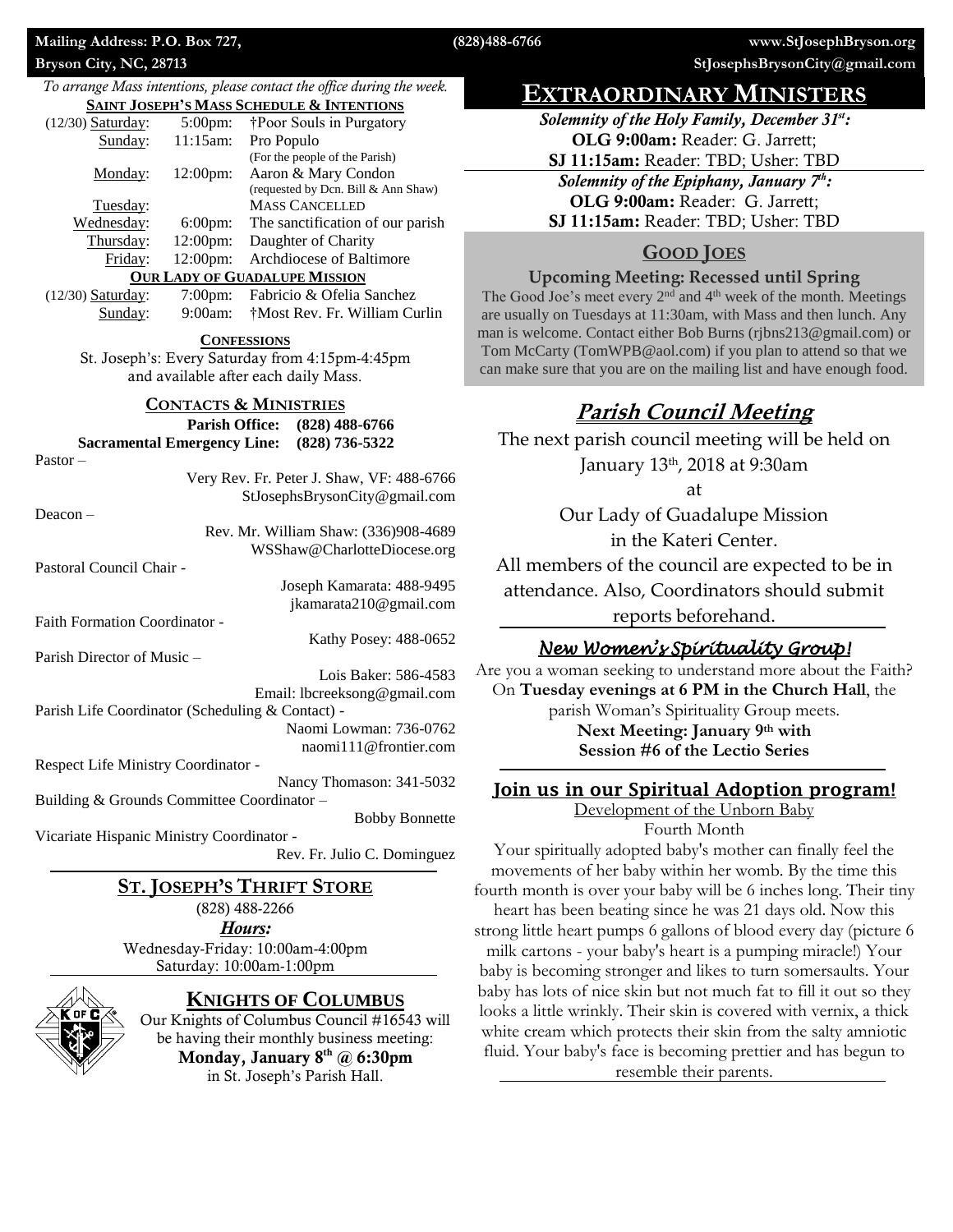Mailing Address: P.O. Box 727, Bryson City, NC, 28713 | (828)488-6766 | www.StJosephBryson.org | StJosephsBrysonCity@gmail.com

*To arrange Mass intentions, please contact the office during the week.*

## Saint Joseph's Mass Schedule & Intentions

| | | |
|---|---|---|
| (12/30) Saturday: | 5:00pm: | †Poor Souls in Purgatory |
| Sunday: | 11:15am: | Pro Populo (For the people of the Parish) |
| Monday: | 12:00pm: | Aaron & Mary Condon (requested by Dcn. Bill & Ann Shaw) |
| Tuesday: | | MASS CANCELLED |
| Wednesday: | 6:00pm: | The sanctification of our parish |
| Thursday: | 12:00pm: | Daughter of Charity |
| Friday: | 12:00pm: | Archdiocese of Baltimore |

**Our Lady of Guadalupe Mission**

| | | |
|---|---|---|
| (12/30) Saturday: | 7:00pm: | Fabricio & Ofelia Sanchez |
| Sunday: | 9:00am: | †Most Rev. Fr. William Curlin |

## Confessions

St. Joseph's: Every Saturday from 4:15pm-4:45pm and available after each daily Mass.

## Contacts & Ministries

**Parish Office: (828) 488-6766**
**Sacramental Emergency Line: (828) 736-5322**

Pastor – Very Rev. Fr. Peter J. Shaw, VF: 488-6766, StJosephsBrysonCity@gmail.com

Deacon – Rev. Mr. William Shaw: (336)908-4689, WSShaw@CharlotteDiocese.org

Pastoral Council Chair - Joseph Kamarata: 488-9495, jkamarata210@gmail.com

Faith Formation Coordinator - Kathy Posey: 488-0652

Parish Director of Music – Lois Baker: 586-4583, Email: lbcreeksong@gmail.com

Parish Life Coordinator (Scheduling & Contact) - Naomi Lowman: 736-0762, naomi111@frontier.com

Respect Life Ministry Coordinator - Nancy Thomason: 341-5032

Building & Grounds Committee Coordinator – Bobby Bonnette

Vicariate Hispanic Ministry Coordinator - Rev. Fr. Julio C. Dominguez

## St. Joseph's Thrift Store

(828) 488-2266

***Hours:***

Wednesday-Friday: 10:00am-4:00pm
Saturday: 10:00am-1:00pm

## Knights of Columbus

Our Knights of Columbus Council #16543 will be having their monthly business meeting:
**Monday, January 8th @ 6:30pm**
in St. Joseph's Parish Hall.

## Extraordinary Ministers

***Solemnity of the Holy Family, December 31st:***
**OLG 9:00am:** Reader: G. Jarrett;
**SJ 11:15am:** Reader: TBD; Usher: TBD

***Solemnity of the Epiphany, January 7th:***
**OLG 9:00am:** Reader: G. Jarrett;
**SJ 11:15am:** Reader: TBD; Usher: TBD

## Good Joes

**Upcoming Meeting: Recessed until Spring**

The Good Joe's meet every 2nd and 4th week of the month. Meetings are usually on Tuesdays at 11:30am, with Mass and then lunch. Any man is welcome. Contact either Bob Burns (rjbns213@gmail.com) or Tom McCarty (TomWPB@aol.com) if you plan to attend so that we can make sure that you are on the mailing list and have enough food.

## *Parish Council Meeting*

The next parish council meeting will be held on January 13th, 2018 at 9:30am at Our Lady of Guadalupe Mission in the Kateri Center.

All members of the council are expected to be in attendance. Also, Coordinators should submit reports beforehand.

## *New Women's Spirituality Group!*

Are you a woman seeking to understand more about the Faith? On **Tuesday evenings at 6 PM in the Church Hall**, the parish Woman's Spirituality Group meets.

**Next Meeting: January 9th with Session #6 of the Lectio Series**

## Join us in our Spiritual Adoption program!

Development of the Unborn Baby

Fourth Month

Your spiritually adopted baby's mother can finally feel the movements of her baby within her womb. By the time this fourth month is over your baby will be 6 inches long. Their tiny heart has been beating since he was 21 days old. Now this strong little heart pumps 6 gallons of blood every day (picture 6 milk cartons - your baby's heart is a pumping miracle!) Your baby is becoming stronger and likes to turn somersaults. Your baby has lots of nice skin but not much fat to fill it out so they looks a little wrinkly. Their skin is covered with vernix, a thick white cream which protects their skin from the salty amniotic fluid. Your baby's face is becoming prettier and has begun to resemble their parents.